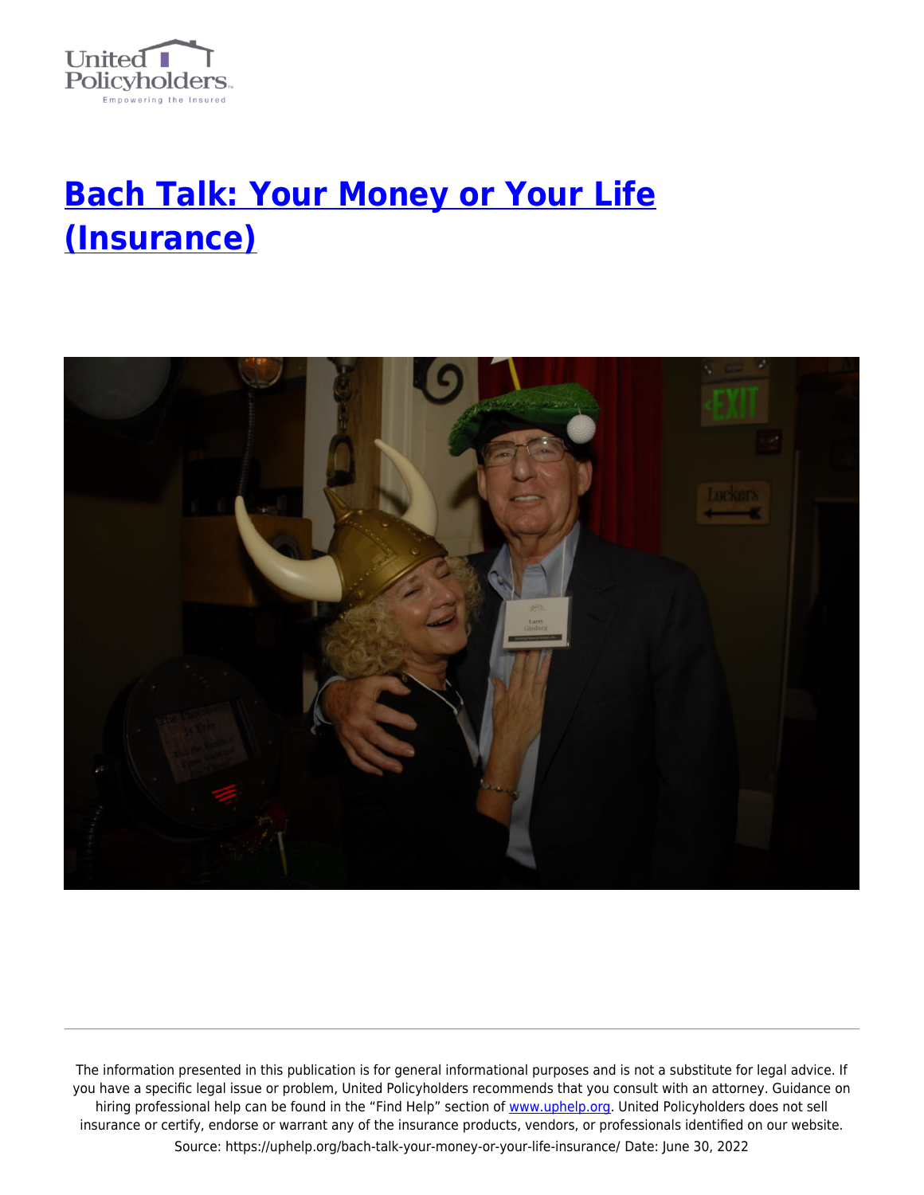# Bach Talk: Your Money or Your Life (Insurance)

The information presented in this publication is for general informational purposes and is not a substitute for legal advice. If you have a specific legal issue or problem, United Policyholders recommends that you consult with an attorney. Guidance on hiring professional help can be found in the "Find Help" section of www.uphelp.org. United Policyholders does not sell insurance or certify, endorse or warrant any of the insurance products, vendors, or professionals identified on our website.

Source: https://uphelp.org/bach-talk-your-money-or-your-life-insurance/ Date: June 30, 2022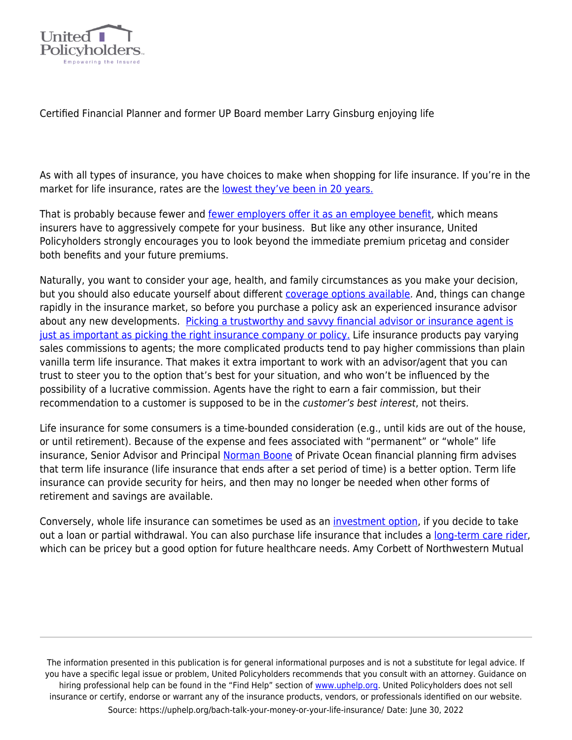Certified Financial Planner and former UP Board member Larry Ginsburg enjoying life

As with all types of insurance, you have choices to make when shopping for life insurance. If you're in the market for life insurance, rates are the lowest they've been in 20 years.

That is probably because fewer and fewer employers offer it as an employee benefit, which means insurers have to aggressively compete for your business.  But like any other insurance, United Policyholders strongly encourages you to look beyond the immediate premium pricetag and consider both benefits and your future premiums.

Naturally, you want to consider your age, health, and family circumstances as you make your decision, but you should also educate yourself about different coverage options available. And, things can change rapidly in the insurance market, so before you purchase a policy ask an experienced insurance advisor about any new developments.  Picking a trustworthy and savvy financial advisor or insurance agent is just as important as picking the right insurance company or policy. Life insurance products pay varying sales commissions to agents; the more complicated products tend to pay higher commissions than plain vanilla term life insurance. That makes it extra important to work with an advisor/agent that you can trust to steer you to the option that's best for your situation, and who won't be influenced by the possibility of a lucrative commission. Agents have the right to earn a fair commission, but their recommendation to a customer is supposed to be in the *customer's best interest*, not theirs.

Life insurance for some consumers is a time-bounded consideration (e.g., until kids are out of the house, or until retirement). Because of the expense and fees associated with "permanent" or "whole" life insurance, Senior Advisor and Principal Norman Boone of Private Ocean financial planning firm advises that term life insurance (life insurance that ends after a set period of time) is a better option. Term life insurance can provide security for heirs, and then may no longer be needed when other forms of retirement and savings are available.

Conversely, whole life insurance can sometimes be used as an investment option, if you decide to take out a loan or partial withdrawal. You can also purchase life insurance that includes a long-term care rider, which can be pricey but a good option for future healthcare needs. Amy Corbett of Northwestern Mutual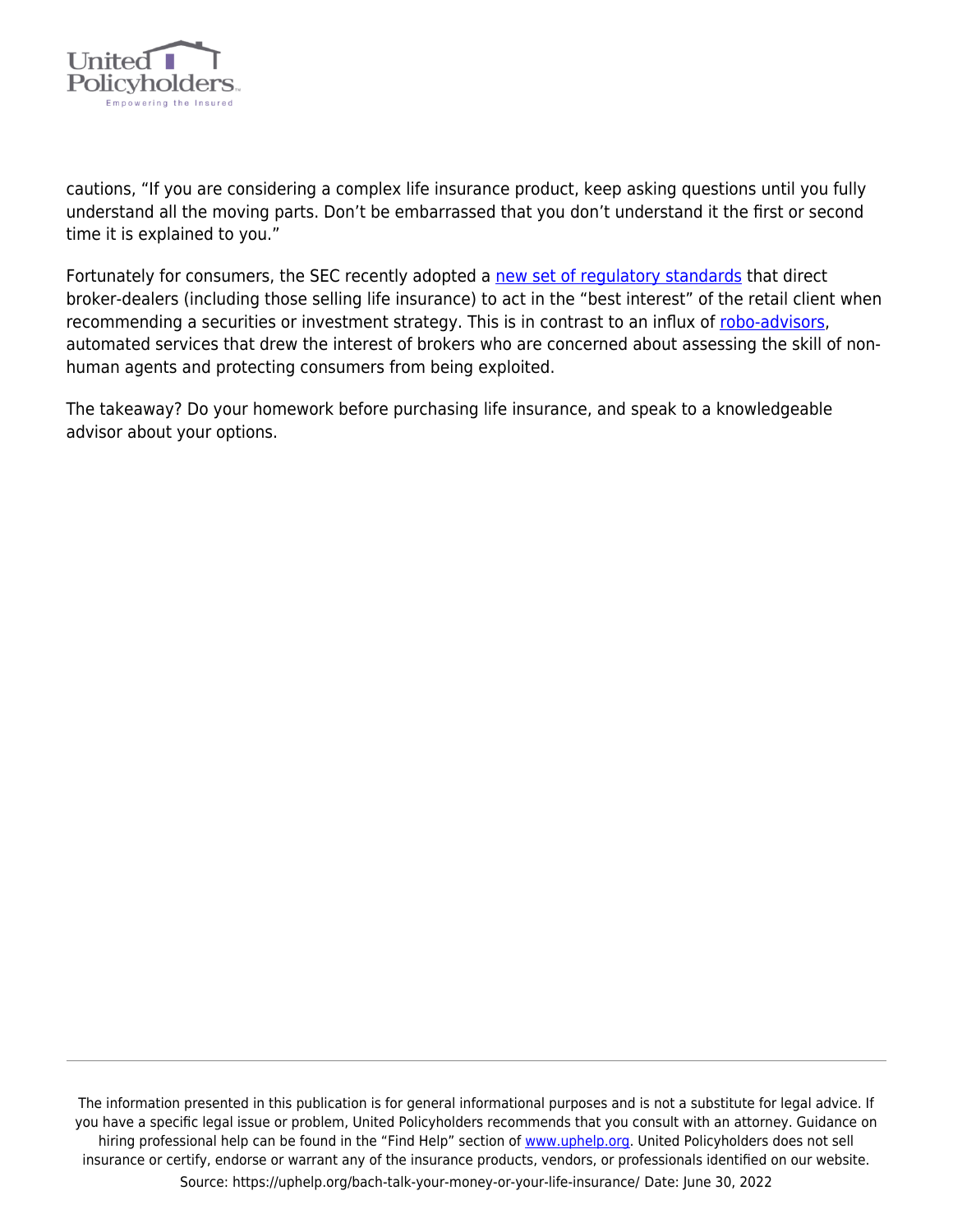cautions, "If you are considering a complex life insurance product, keep asking questions until you fully understand all the moving parts. Don't be embarrassed that you don't understand it the first or second time it is explained to you."

Fortunately for consumers, the SEC recently adopted a new set of regulatory standards that direct broker-dealers (including those selling life insurance) to act in the "best interest" of the retail client when recommending a securities or investment strategy. This is in contrast to an influx of robo-advisors, automated services that drew the interest of brokers who are concerned about assessing the skill of non-human agents and protecting consumers from being exploited.

The takeaway? Do your homework before purchasing life insurance, and speak to a knowledgeable advisor about your options.

---

The information presented in this publication is for general informational purposes and is not a substitute for legal advice. If you have a specific legal issue or problem, United Policyholders recommends that you consult with an attorney. Guidance on hiring professional help can be found in the "Find Help" section of www.uphelp.org. United Policyholders does not sell insurance or certify, endorse or warrant any of the insurance products, vendors, or professionals identified on our website.

Source: https://uphelp.org/bach-talk-your-money-or-your-life-insurance/ Date: June 30, 2022